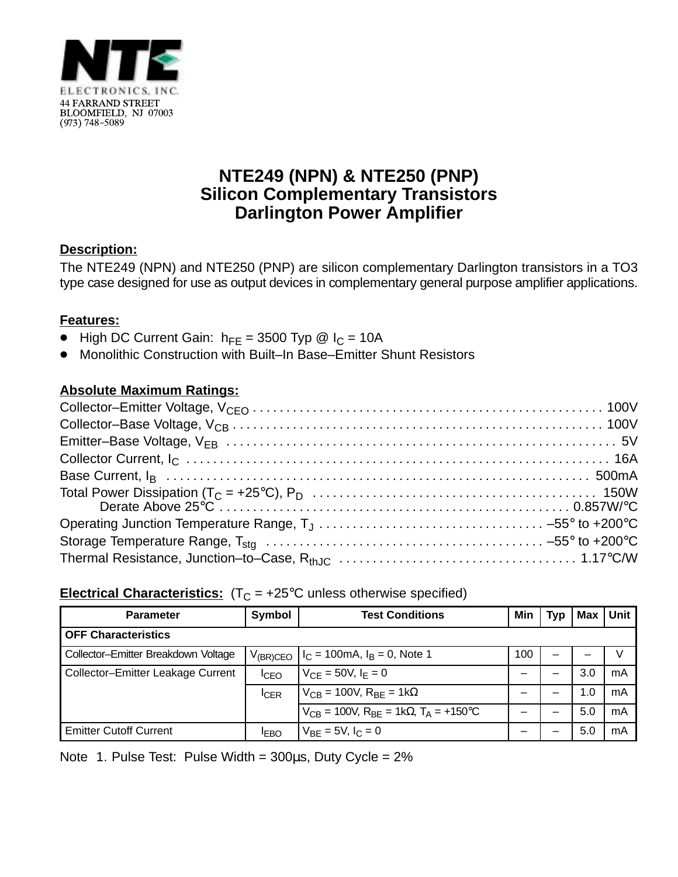NTE ELECTRONICS, INC.
44 FARRAND STREET
BLOOMFIELD, NJ 07003
(973) 748–5089

# NTE249 (NPN) & NTE250 (PNP)
# Silicon Complementary Transistors
# Darlington Power Amplifier

**Description:**

The NTE249 (NPN) and NTE250 (PNP) are silicon complementary Darlington transistors in a TO3 type case designed for use as output devices in complementary general purpose amplifier applications.

**Features:**

- High DC Current Gain: $h_{FE}$ = 3500 Typ @ $I_C$ = 10A
- Monolithic Construction with Built–In Base–Emitter Shunt Resistors

**Absolute Maximum Ratings:**

Collector–Emitter Voltage, $V_{CEO}$ . . . . . 100V
Collector–Base Voltage, $V_{CB}$ . . . . . 100V
Emitter–Base Voltage, $V_{EB}$ . . . . . 5V
Collector Current, $I_C$ . . . . . 16A
Base Current, $I_B$ . . . . . 500mA
Total Power Dissipation ($T_C$ = +25°C), $P_D$ . . . . . 150W
Derate Above 25°C . . . . . 0.857W/°C
Operating Junction Temperature Range, $T_J$ . . . . . –55° to +200°C
Storage Temperature Range, $T_{stg}$ . . . . . –55° to +200°C
Thermal Resistance, Junction–to–Case, $R_{thJC}$ . . . . . 1.17°C/W

**Electrical Characteristics:** ($T_C$ = +25°C unless otherwise specified)

| Parameter | Symbol | Test Conditions | Min | Typ | Max | Unit |
|---|---|---|---|---|---|---|
| **OFF Characteristics** | | | | | | |
| Collector–Emitter Breakdown Voltage | $V_{(BR)CEO}$ | $I_C$ = 100mA, $I_B$ = 0, Note 1 | 100 | – | – | V |
| Collector–Emitter Leakage Current | $I_{CEO}$ | $V_{CE}$ = 50V, $I_E$ = 0 | – | – | 3.0 | mA |
| | $I_{CER}$ | $V_{CB}$ = 100V, $R_{BE}$ = 1kΩ | – | – | 1.0 | mA |
| | | $V_{CB}$ = 100V, $R_{BE}$ = 1kΩ, $T_A$ = +150°C | – | – | 5.0 | mA |
| Emitter Cutoff Current | $I_{EBO}$ | $V_{BE}$ = 5V, $I_C$ = 0 | – | – | 5.0 | mA |

Note 1. Pulse Test: Pulse Width = 300μs, Duty Cycle = 2%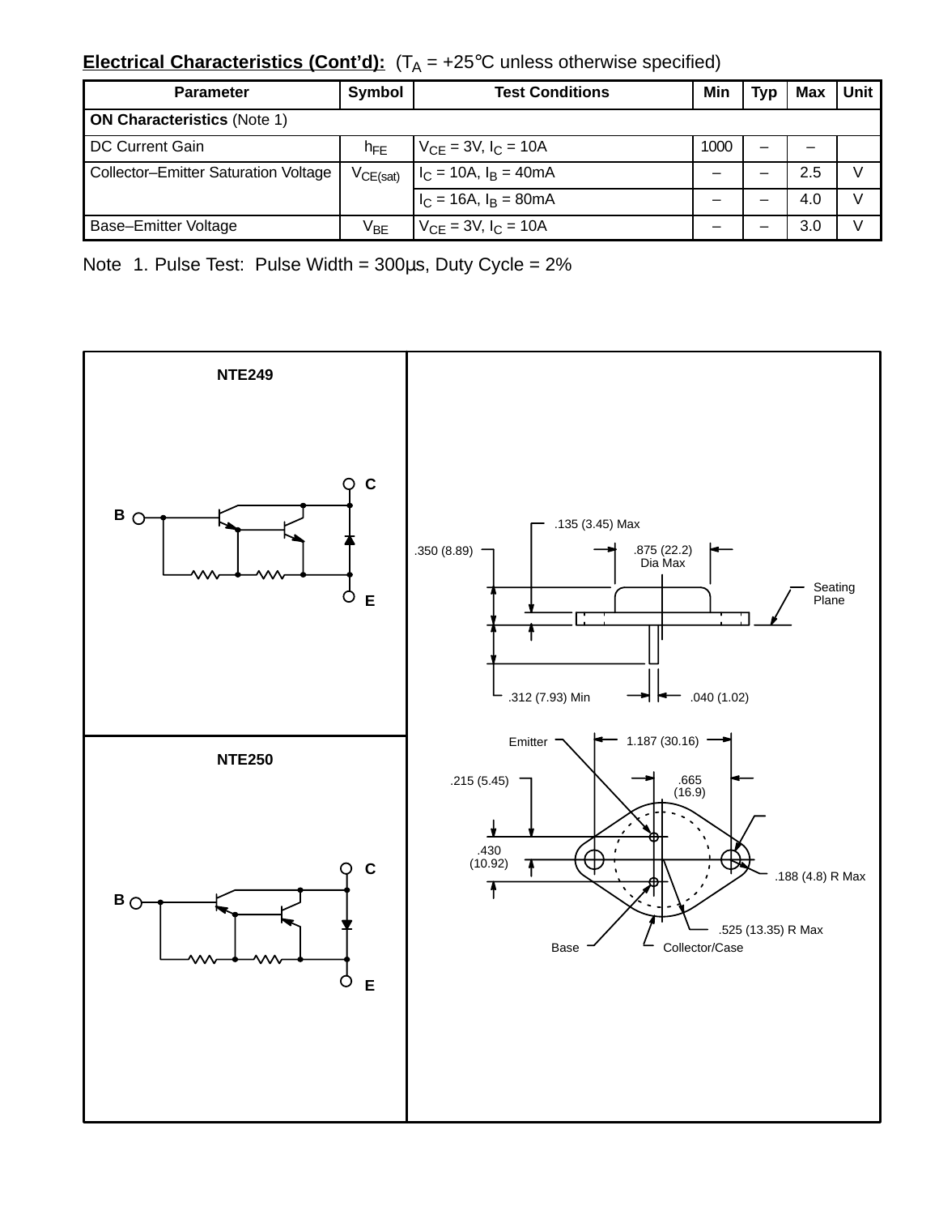**Electrical Characteristics (Cont'd):** ($T_A$ = +25°C unless otherwise specified)

| Parameter | Symbol | Test Conditions | Min | Typ | Max | Unit |
|---|---|---|---|---|---|---|
| **ON Characteristics** (Note 1) | | | | | | |
| DC Current Gain | $h_{FE}$ | $V_{CE}$ = 3V, $I_C$ = 10A | 1000 | – | – | |
| Collector–Emitter Saturation Voltage | $V_{CE(sat)}$ | $I_C$ = 10A, $I_B$ = 40mA | – | – | 2.5 | V |
| | | $I_C$ = 16A, $I_B$ = 80mA | – | – | 4.0 | V |
| Base–Emitter Voltage | $V_{BE}$ | $V_{CE}$ = 3V, $I_C$ = 10A | – | – | 3.0 | V |

Note 1. Pulse Test: Pulse Width = 300μs, Duty Cycle = 2%

NTE249

C
B
E

NTE250

C
B
E

.135 (3.45) Max
.350 (8.89)
.875 (22.2) Dia Max
Seating Plane
.312 (7.93) Min
.040 (1.02)

Emitter
1.187 (30.16)
.215 (5.45)
.665 (16.9)
.430 (10.92)
.188 (4.8) R Max
.525 (13.35) R Max
Base
Collector/Case